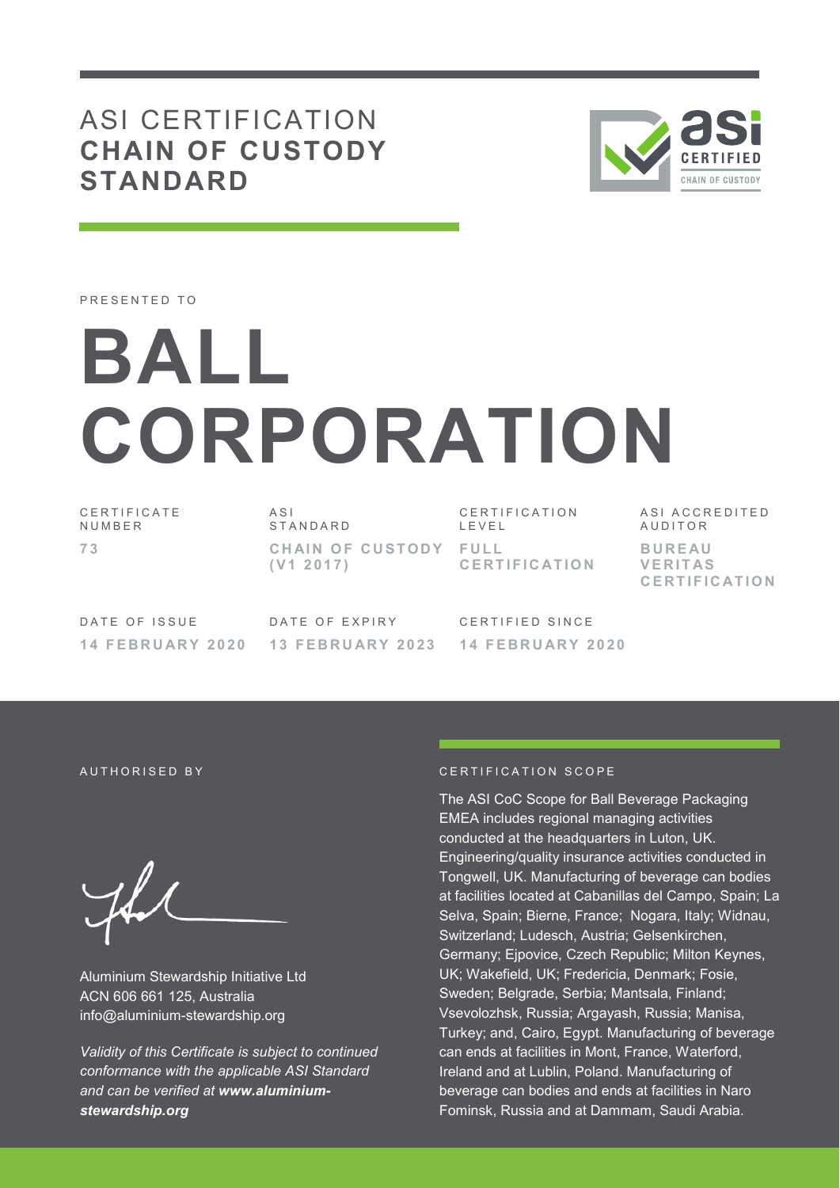# ASI CERTIFICATION **CHAIN OF CUSTODY STANDARD**

PRESENTED TO

# BALL CORPORATION

| CERTIFICATE NUMBER | ASI STANDARD | CERTIFICATION LEVEL | ASI ACCREDITED AUDITOR |
|---|---|---|---|
| **73** | **CHAIN OF CUSTODY (V1 2017)** | **FULL CERTIFICATION** | **BUREAU VERITAS CERTIFICATION** |

| DATE OF ISSUE | DATE OF EXPIRY | CERTIFIED SINCE |
|---|---|---|
| **14 FEBRUARY 2020** | **13 FEBRUARY 2023** | **14 FEBRUARY 2020** |

AUTHORISED BY

Aluminium Stewardship Initiative Ltd
ACN 606 661 125, Australia
info@aluminium-stewardship.org

*Validity of this Certificate is subject to continued conformance with the applicable ASI Standard and can be verified at **www.aluminium-stewardship.org***

CERTIFICATION SCOPE

The ASI CoC Scope for Ball Beverage Packaging EMEA includes regional managing activities conducted at the headquarters in Luton, UK. Engineering/quality insurance activities conducted in Tongwell, UK. Manufacturing of beverage can bodies at facilities located at Cabanillas del Campo, Spain; La Selva, Spain; Bierne, France; Nogara, Italy; Widnau, Switzerland; Ludesch, Austria; Gelsenkirchen, Germany; Ejpovice, Czech Republic; Milton Keynes, UK; Wakefield, UK; Fredericia, Denmark; Fosie, Sweden; Belgrade, Serbia; Mantsala, Finland; Vsevolozhsk, Russia; Argayash, Russia; Manisa, Turkey; and, Cairo, Egypt. Manufacturing of beverage can ends at facilities in Mont, France, Waterford, Ireland and at Lublin, Poland. Manufacturing of beverage can bodies and ends at facilities in Naro Fominsk, Russia and at Dammam, Saudi Arabia.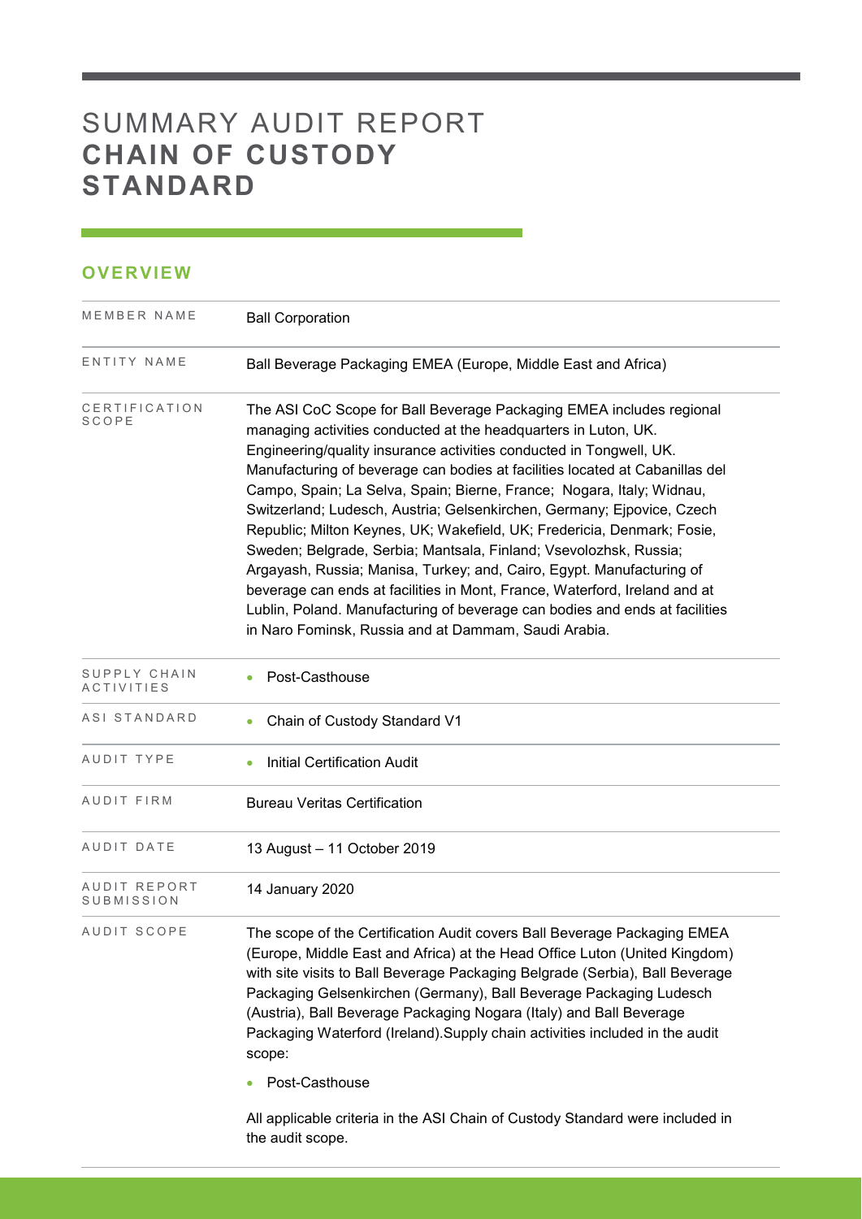# SUMMARY AUDIT REPORT **CHAIN OF CUSTODY STANDARD**

## OVERVIEW

| | |
|---|---|
| MEMBER NAME | Ball Corporation |
| ENTITY NAME | Ball Beverage Packaging EMEA (Europe, Middle East and Africa) |
| CERTIFICATION SCOPE | The ASI CoC Scope for Ball Beverage Packaging EMEA includes regional managing activities conducted at the headquarters in Luton, UK. Engineering/quality insurance activities conducted in Tongwell, UK. Manufacturing of beverage can bodies at facilities located at Cabanillas del Campo, Spain; La Selva, Spain; Bierne, France; Nogara, Italy; Widnau, Switzerland; Ludesch, Austria; Gelsenkirchen, Germany; Ejpovice, Czech Republic; Milton Keynes, UK; Wakefield, UK; Fredericia, Denmark; Fosie, Sweden; Belgrade, Serbia; Mantsala, Finland; Vsevolozhsk, Russia; Argayash, Russia; Manisa, Turkey; and, Cairo, Egypt. Manufacturing of beverage can ends at facilities in Mont, France, Waterford, Ireland and at Lublin, Poland. Manufacturing of beverage can bodies and ends at facilities in Naro Fominsk, Russia and at Dammam, Saudi Arabia. |
| SUPPLY CHAIN ACTIVITIES | • Post-Casthouse |
| ASI STANDARD | • Chain of Custody Standard V1 |
| AUDIT TYPE | • Initial Certification Audit |
| AUDIT FIRM | Bureau Veritas Certification |
| AUDIT DATE | 13 August – 11 October 2019 |
| AUDIT REPORT SUBMISSION | 14 January 2020 |
| AUDIT SCOPE | The scope of the Certification Audit covers Ball Beverage Packaging EMEA (Europe, Middle East and Africa) at the Head Office Luton (United Kingdom) with site visits to Ball Beverage Packaging Belgrade (Serbia), Ball Beverage Packaging Gelsenkirchen (Germany), Ball Beverage Packaging Ludesch (Austria), Ball Beverage Packaging Nogara (Italy) and Ball Beverage Packaging Waterford (Ireland).Supply chain activities included in the audit scope: <br><br>• Post-Casthouse <br><br>All applicable criteria in the ASI Chain of Custody Standard were included in the audit scope. |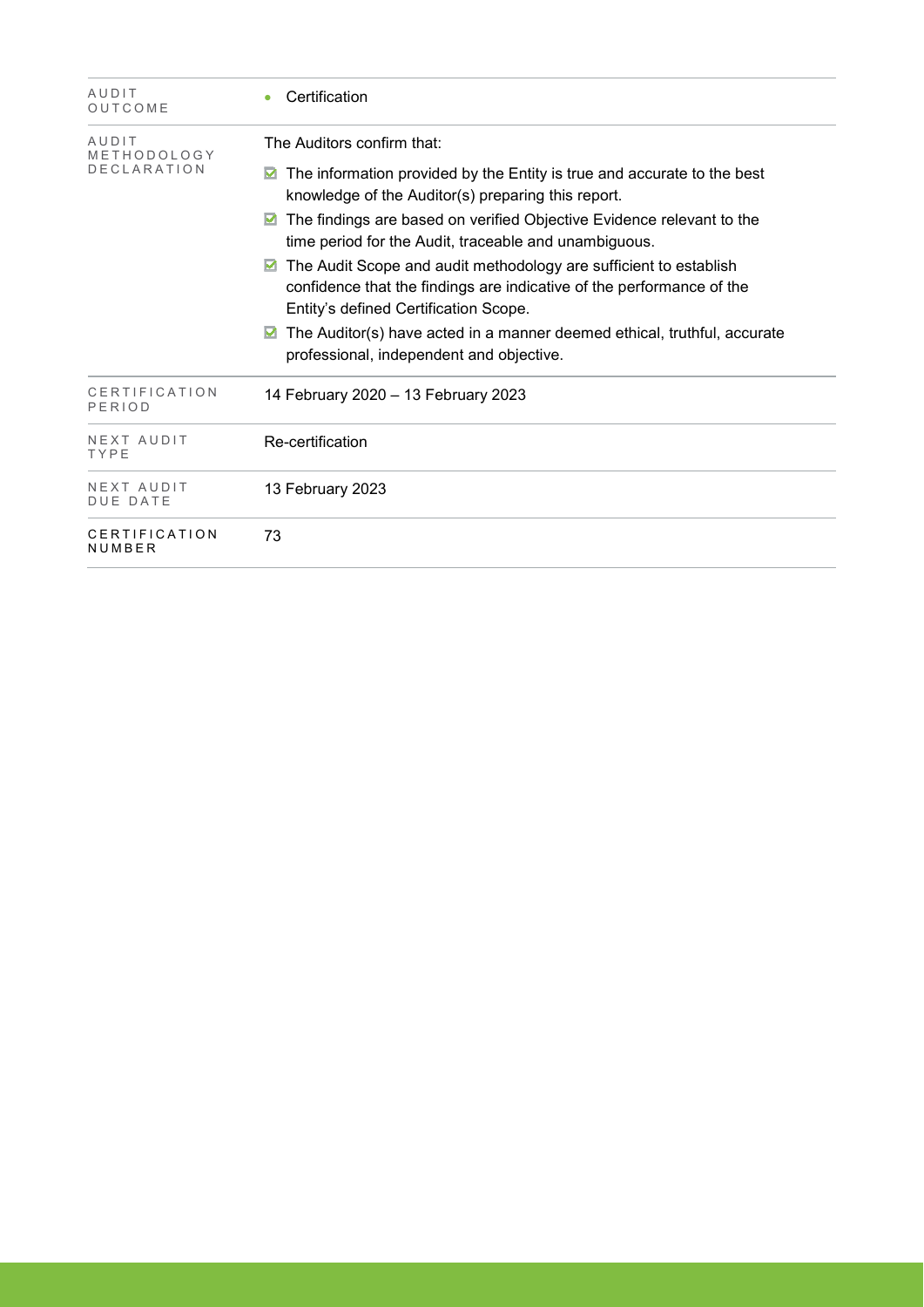| | |
|---|---|
| AUDIT OUTCOME | • Certification |
| AUDIT METHODOLOGY DECLARATION | The Auditors confirm that:<br>☑ The information provided by the Entity is true and accurate to the best knowledge of the Auditor(s) preparing this report.<br>☑ The findings are based on verified Objective Evidence relevant to the time period for the Audit, traceable and unambiguous.<br>☑ The Audit Scope and audit methodology are sufficient to establish confidence that the findings are indicative of the performance of the Entity's defined Certification Scope.<br>☑ The Auditor(s) have acted in a manner deemed ethical, truthful, accurate professional, independent and objective. |
| CERTIFICATION PERIOD | 14 February 2020 – 13 February 2023 |
| NEXT AUDIT TYPE | Re-certification |
| NEXT AUDIT DUE DATE | 13 February 2023 |
| CERTIFICATION NUMBER | 73 |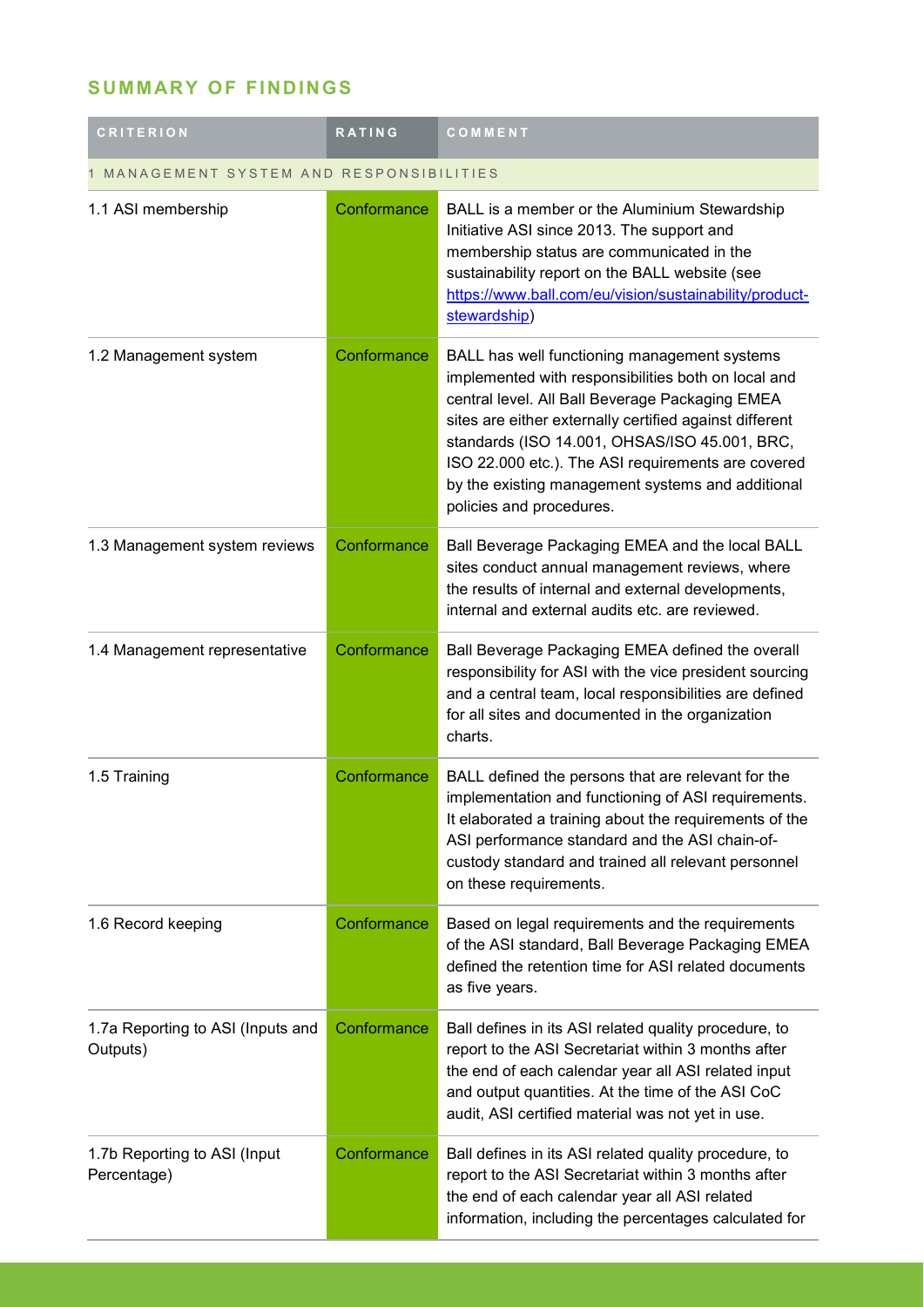## SUMMARY OF FINDINGS

| CRITERION | RATING | COMMENT |
|---|---|---|
| 1 MANAGEMENT SYSTEM AND RESPONSIBILITIES | | |
| 1.1 ASI membership | Conformance | BALL is a member or the Aluminium Stewardship Initiative ASI since 2013. The support and membership status are communicated in the sustainability report on the BALL website (see https://www.ball.com/eu/vision/sustainability/product-stewardship) |
| 1.2 Management system | Conformance | BALL has well functioning management systems implemented with responsibilities both on local and central level. All Ball Beverage Packaging EMEA sites are either externally certified against different standards (ISO 14.001, OHSAS/ISO 45.001, BRC, ISO 22.000 etc.). The ASI requirements are covered by the existing management systems and additional policies and procedures. |
| 1.3 Management system reviews | Conformance | Ball Beverage Packaging EMEA and the local BALL sites conduct annual management reviews, where the results of internal and external developments, internal and external audits etc. are reviewed. |
| 1.4 Management representative | Conformance | Ball Beverage Packaging EMEA defined the overall responsibility for ASI with the vice president sourcing and a central team, local responsibilities are defined for all sites and documented in the organization charts. |
| 1.5 Training | Conformance | BALL defined the persons that are relevant for the implementation and functioning of ASI requirements. It elaborated a training about the requirements of the ASI performance standard and the ASI chain-of-custody standard and trained all relevant personnel on these requirements. |
| 1.6 Record keeping | Conformance | Based on legal requirements and the requirements of the ASI standard, Ball Beverage Packaging EMEA defined the retention time for ASI related documents as five years. |
| 1.7a Reporting to ASI (Inputs and Outputs) | Conformance | Ball defines in its ASI related quality procedure, to report to the ASI Secretariat within 3 months after the end of each calendar year all ASI related input and output quantities. At the time of the ASI CoC audit, ASI certified material was not yet in use. |
| 1.7b Reporting to ASI (Input Percentage) | Conformance | Ball defines in its ASI related quality procedure, to report to the ASI Secretariat within 3 months after the end of each calendar year all ASI related information, including the percentages calculated for |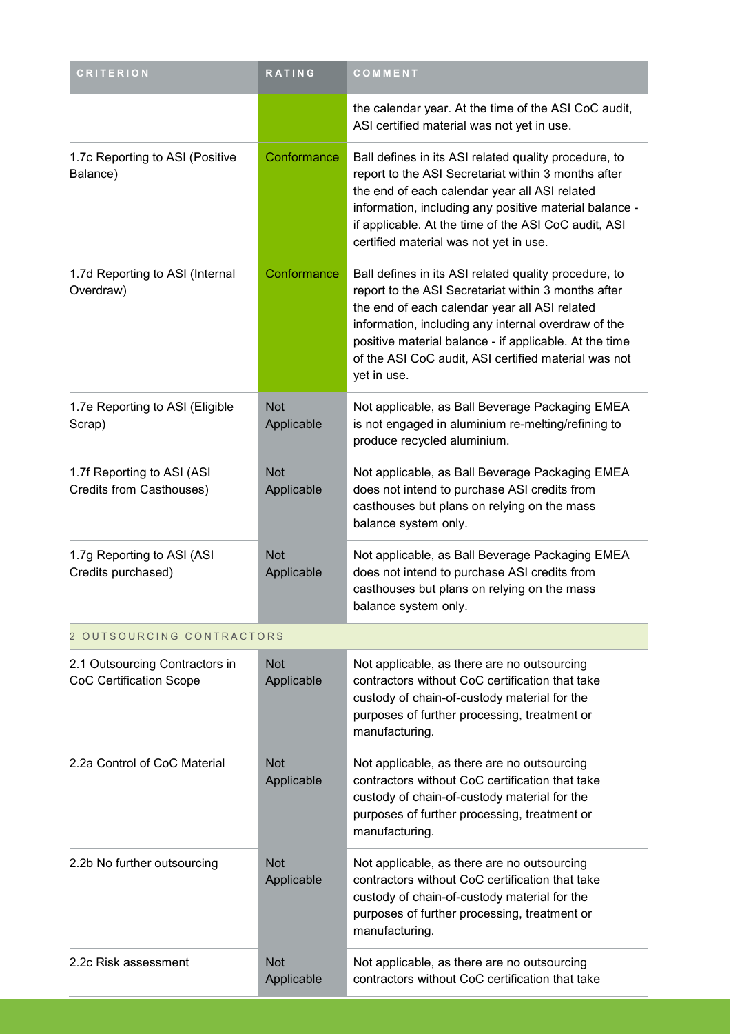| CRITERION | RATING | COMMENT |
| --- | --- | --- |
| | | the calendar year. At the time of the ASI CoC audit, ASI certified material was not yet in use. |
| 1.7c Reporting to ASI (Positive Balance) | Conformance | Ball defines in its ASI related quality procedure, to report to the ASI Secretariat within 3 months after the end of each calendar year all ASI related information, including any positive material balance - if applicable. At the time of the ASI CoC audit, ASI certified material was not yet in use. |
| 1.7d Reporting to ASI (Internal Overdraw) | Conformance | Ball defines in its ASI related quality procedure, to report to the ASI Secretariat within 3 months after the end of each calendar year all ASI related information, including any internal overdraw of the positive material balance - if applicable. At the time of the ASI CoC audit, ASI certified material was not yet in use. |
| 1.7e Reporting to ASI (Eligible Scrap) | Not Applicable | Not applicable, as Ball Beverage Packaging EMEA is not engaged in aluminium re-melting/refining to produce recycled aluminium. |
| 1.7f Reporting to ASI (ASI Credits from Casthouses) | Not Applicable | Not applicable, as Ball Beverage Packaging EMEA does not intend to purchase ASI credits from casthouses but plans on relying on the mass balance system only. |
| 1.7g Reporting to ASI (ASI Credits purchased) | Not Applicable | Not applicable, as Ball Beverage Packaging EMEA does not intend to purchase ASI credits from casthouses but plans on relying on the mass balance system only. |
| **2 OUTSOURCING CONTRACTORS** | | |
| 2.1 Outsourcing Contractors in CoC Certification Scope | Not Applicable | Not applicable, as there are no outsourcing contractors without CoC certification that take custody of chain-of-custody material for the purposes of further processing, treatment or manufacturing. |
| 2.2a Control of CoC Material | Not Applicable | Not applicable, as there are no outsourcing contractors without CoC certification that take custody of chain-of-custody material for the purposes of further processing, treatment or manufacturing. |
| 2.2b No further outsourcing | Not Applicable | Not applicable, as there are no outsourcing contractors without CoC certification that take custody of chain-of-custody material for the purposes of further processing, treatment or manufacturing. |
| 2.2c Risk assessment | Not Applicable | Not applicable, as there are no outsourcing contractors without CoC certification that take |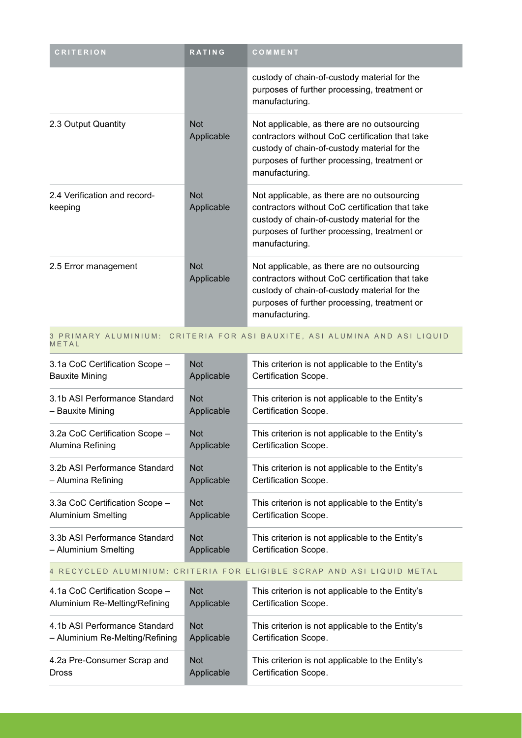| CRITERION | RATING | COMMENT |
|---|---|---|
| | | custody of chain-of-custody material for the purposes of further processing, treatment or manufacturing. |
| 2.3 Output Quantity | Not Applicable | Not applicable, as there are no outsourcing contractors without CoC certification that take custody of chain-of-custody material for the purposes of further processing, treatment or manufacturing. |
| 2.4 Verification and record-keeping | Not Applicable | Not applicable, as there are no outsourcing contractors without CoC certification that take custody of chain-of-custody material for the purposes of further processing, treatment or manufacturing. |
| 2.5 Error management | Not Applicable | Not applicable, as there are no outsourcing contractors without CoC certification that take custody of chain-of-custody material for the purposes of further processing, treatment or manufacturing. |
| **3 PRIMARY ALUMINIUM: CRITERIA FOR ASI BAUXITE, ASI ALUMINA AND ASI LIQUID METAL** | | |
| 3.1a CoC Certification Scope – Bauxite Mining | Not Applicable | This criterion is not applicable to the Entity's Certification Scope. |
| 3.1b ASI Performance Standard – Bauxite Mining | Not Applicable | This criterion is not applicable to the Entity's Certification Scope. |
| 3.2a CoC Certification Scope – Alumina Refining | Not Applicable | This criterion is not applicable to the Entity's Certification Scope. |
| 3.2b ASI Performance Standard – Alumina Refining | Not Applicable | This criterion is not applicable to the Entity's Certification Scope. |
| 3.3a CoC Certification Scope – Aluminium Smelting | Not Applicable | This criterion is not applicable to the Entity's Certification Scope. |
| 3.3b ASI Performance Standard – Aluminium Smelting | Not Applicable | This criterion is not applicable to the Entity's Certification Scope. |
| **4 RECYCLED ALUMINIUM: CRITERIA FOR ELIGIBLE SCRAP AND ASI LIQUID METAL** | | |
| 4.1a CoC Certification Scope – Aluminium Re-Melting/Refining | Not Applicable | This criterion is not applicable to the Entity's Certification Scope. |
| 4.1b ASI Performance Standard – Aluminium Re-Melting/Refining | Not Applicable | This criterion is not applicable to the Entity's Certification Scope. |
| 4.2a Pre-Consumer Scrap and Dross | Not Applicable | This criterion is not applicable to the Entity's Certification Scope. |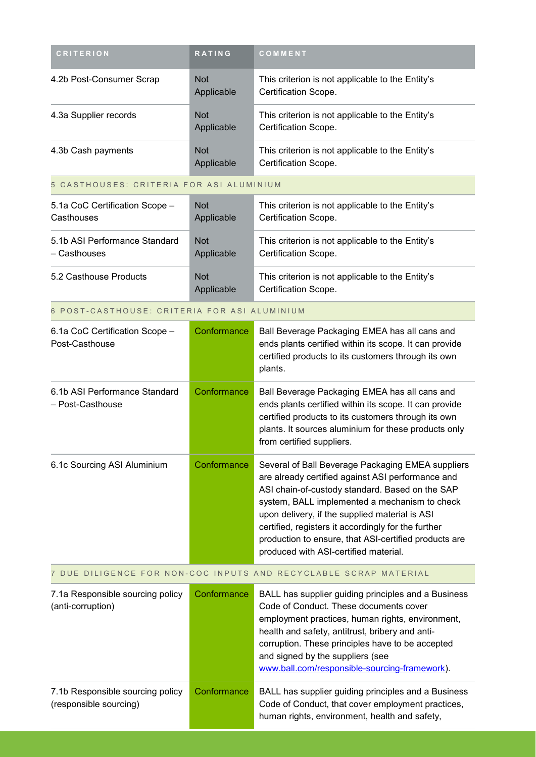| CRITERION | RATING | COMMENT |
|---|---|---|
| 4.2b Post-Consumer Scrap | Not Applicable | This criterion is not applicable to the Entity's Certification Scope. |
| 4.3a Supplier records | Not Applicable | This criterion is not applicable to the Entity's Certification Scope. |
| 4.3b Cash payments | Not Applicable | This criterion is not applicable to the Entity's Certification Scope. |
| **5 CASTHOUSES: CRITERIA FOR ASI ALUMINIUM** | | |
| 5.1a CoC Certification Scope – Casthouses | Not Applicable | This criterion is not applicable to the Entity's Certification Scope. |
| 5.1b ASI Performance Standard – Casthouses | Not Applicable | This criterion is not applicable to the Entity's Certification Scope. |
| 5.2 Casthouse Products | Not Applicable | This criterion is not applicable to the Entity's Certification Scope. |
| **6 POST-CASTHOUSE: CRITERIA FOR ASI ALUMINIUM** | | |
| 6.1a CoC Certification Scope – Post-Casthouse | Conformance | Ball Beverage Packaging EMEA has all cans and ends plants certified within its scope. It can provide certified products to its customers through its own plants. |
| 6.1b ASI Performance Standard – Post-Casthouse | Conformance | Ball Beverage Packaging EMEA has all cans and ends plants certified within its scope. It can provide certified products to its customers through its own plants. It sources aluminium for these products only from certified suppliers. |
| 6.1c Sourcing ASI Aluminium | Conformance | Several of Ball Beverage Packaging EMEA suppliers are already certified against ASI performance and ASI chain-of-custody standard. Based on the SAP system, BALL implemented a mechanism to check upon delivery, if the supplied material is ASI certified, registers it accordingly for the further production to ensure, that ASI-certified products are produced with ASI-certified material. |
| **7 DUE DILIGENCE FOR NON-COC INPUTS AND RECYCLABLE SCRAP MATERIAL** | | |
| 7.1a Responsible sourcing policy (anti-corruption) | Conformance | BALL has supplier guiding principles and a Business Code of Conduct. These documents cover employment practices, human rights, environment, health and safety, antitrust, bribery and anti-corruption. These principles have to be accepted and signed by the suppliers (see [www.ball.com/responsible-sourcing-framework](www.ball.com/responsible-sourcing-framework)). |
| 7.1b Responsible sourcing policy (responsible sourcing) | Conformance | BALL has supplier guiding principles and a Business Code of Conduct, that cover employment practices, human rights, environment, health and safety, |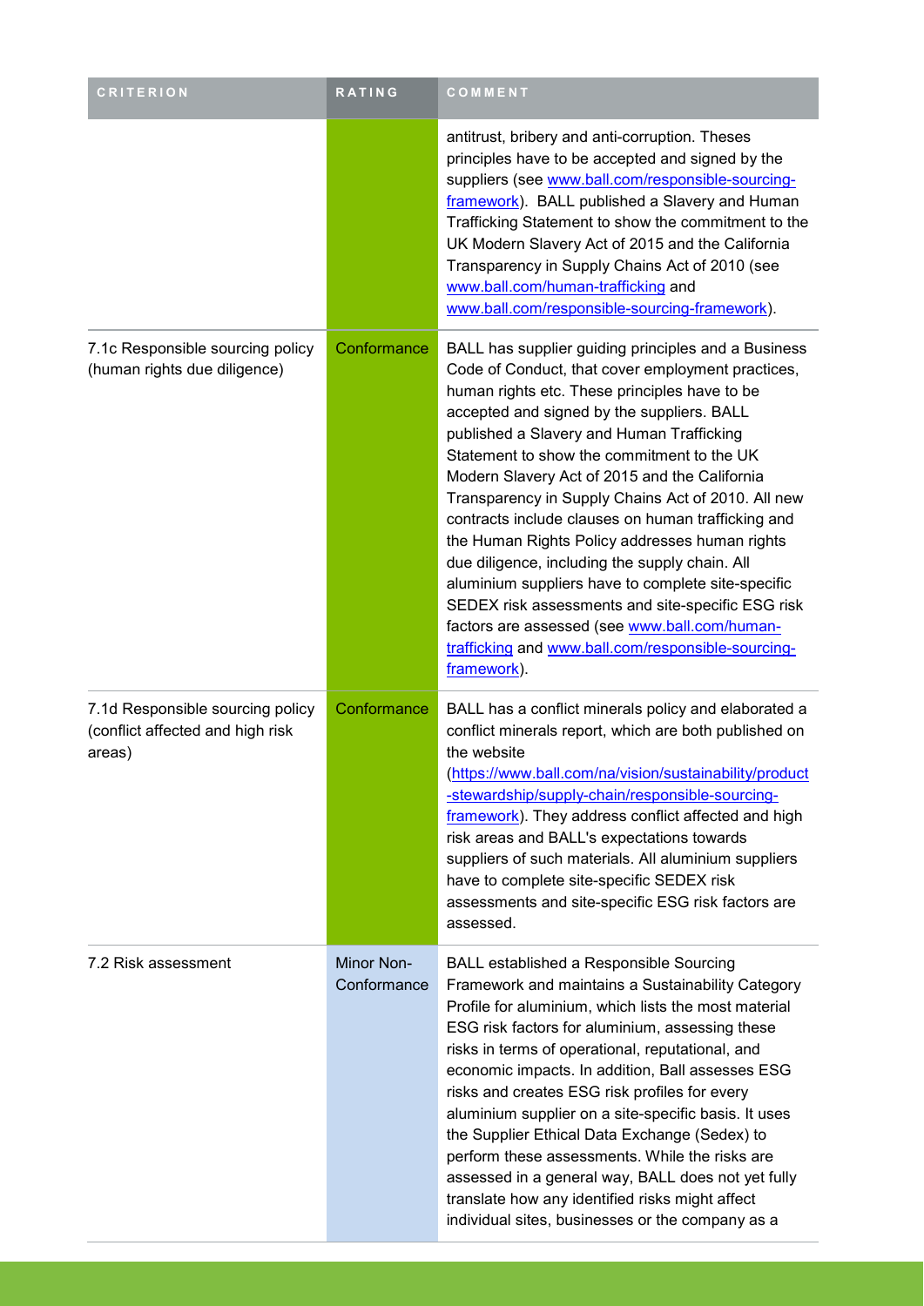| CRITERION | RATING | COMMENT |
| --- | --- | --- |
| | | antitrust, bribery and anti-corruption. Theses principles have to be accepted and signed by the suppliers (see www.ball.com/responsible-sourcing-framework). BALL published a Slavery and Human Trafficking Statement to show the commitment to the UK Modern Slavery Act of 2015 and the California Transparency in Supply Chains Act of 2010 (see www.ball.com/human-trafficking and www.ball.com/responsible-sourcing-framework). |
| 7.1c Responsible sourcing policy (human rights due diligence) | Conformance | BALL has supplier guiding principles and a Business Code of Conduct, that cover employment practices, human rights etc. These principles have to be accepted and signed by the suppliers. BALL published a Slavery and Human Trafficking Statement to show the commitment to the UK Modern Slavery Act of 2015 and the California Transparency in Supply Chains Act of 2010. All new contracts include clauses on human trafficking and the Human Rights Policy addresses human rights due diligence, including the supply chain. All aluminium suppliers have to complete site-specific SEDEX risk assessments and site-specific ESG risk factors are assessed (see www.ball.com/human-trafficking and www.ball.com/responsible-sourcing-framework). |
| 7.1d Responsible sourcing policy (conflict affected and high risk areas) | Conformance | BALL has a conflict minerals policy and elaborated a conflict minerals report, which are both published on the website (https://www.ball.com/na/vision/sustainability/product-stewardship/supply-chain/responsible-sourcing-framework). They address conflict affected and high risk areas and BALL's expectations towards suppliers of such materials. All aluminium suppliers have to complete site-specific SEDEX risk assessments and site-specific ESG risk factors are assessed. |
| 7.2 Risk assessment | Minor Non-Conformance | BALL established a Responsible Sourcing Framework and maintains a Sustainability Category Profile for aluminium, which lists the most material ESG risk factors for aluminium, assessing these risks in terms of operational, reputational, and economic impacts. In addition, Ball assesses ESG risks and creates ESG risk profiles for every aluminium supplier on a site-specific basis. It uses the Supplier Ethical Data Exchange (Sedex) to perform these assessments. While the risks are assessed in a general way, BALL does not yet fully translate how any identified risks might affect individual sites, businesses or the company as a |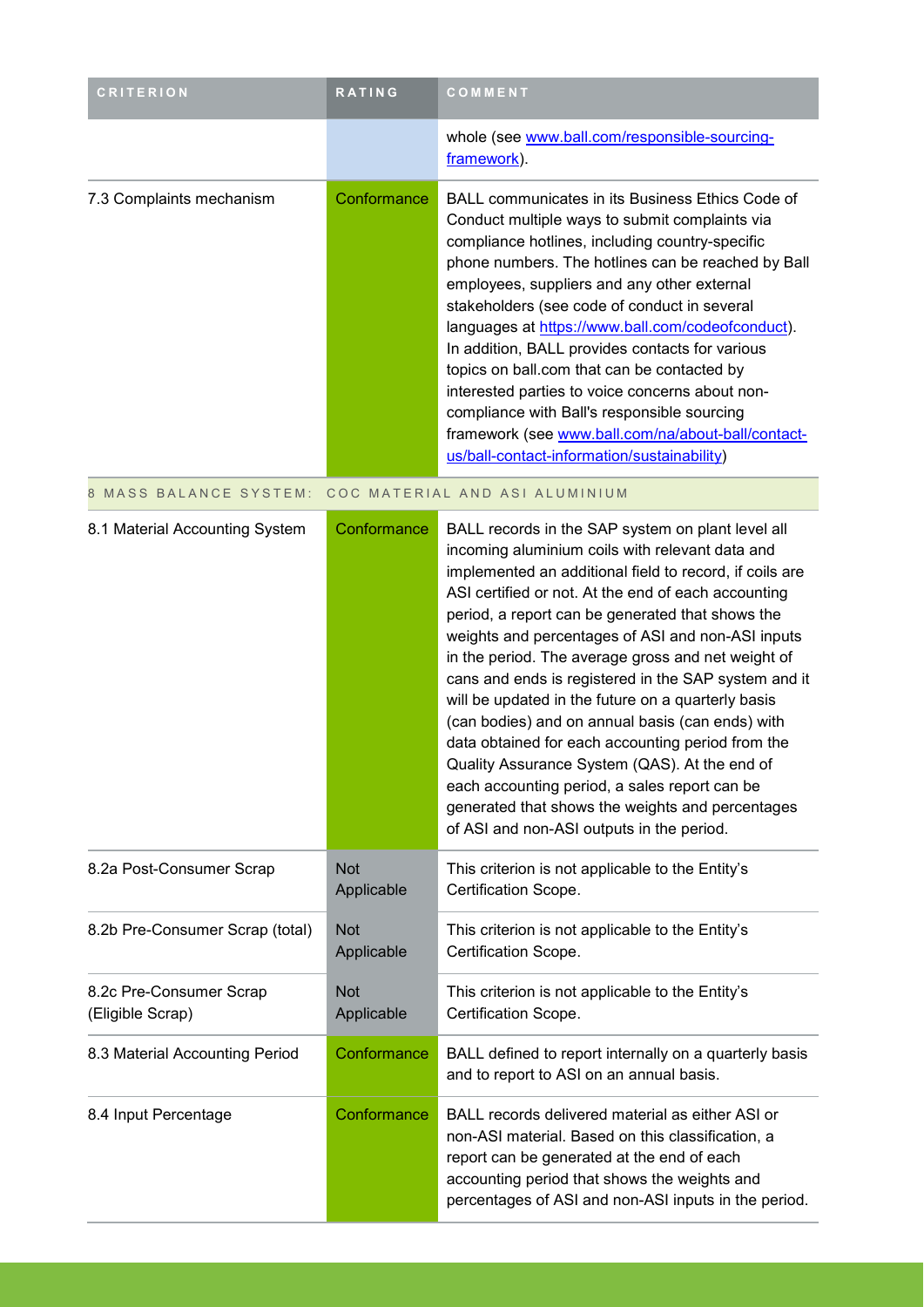| CRITERION | RATING | COMMENT |
|---|---|---|
| | | whole (see www.ball.com/responsible-sourcing-framework). |
| 7.3 Complaints mechanism | Conformance | BALL communicates in its Business Ethics Code of Conduct multiple ways to submit complaints via compliance hotlines, including country-specific phone numbers. The hotlines can be reached by Ball employees, suppliers and any other external stakeholders (see code of conduct in several languages at https://www.ball.com/codeofconduct). In addition, BALL provides contacts for various topics on ball.com that can be contacted by interested parties to voice concerns about non-compliance with Ball's responsible sourcing framework (see www.ball.com/na/about-ball/contact-us/ball-contact-information/sustainability) |
| 8 MASS BALANCE SYSTEM: COC MATERIAL AND ASI ALUMINIUM | | |
| 8.1 Material Accounting System | Conformance | BALL records in the SAP system on plant level all incoming aluminium coils with relevant data and implemented an additional field to record, if coils are ASI certified or not. At the end of each accounting period, a report can be generated that shows the weights and percentages of ASI and non-ASI inputs in the period. The average gross and net weight of cans and ends is registered in the SAP system and it will be updated in the future on a quarterly basis (can bodies) and on annual basis (can ends) with data obtained for each accounting period from the Quality Assurance System (QAS). At the end of each accounting period, a sales report can be generated that shows the weights and percentages of ASI and non-ASI outputs in the period. |
| 8.2a Post-Consumer Scrap | Not Applicable | This criterion is not applicable to the Entity's Certification Scope. |
| 8.2b Pre-Consumer Scrap (total) | Not Applicable | This criterion is not applicable to the Entity's Certification Scope. |
| 8.2c Pre-Consumer Scrap (Eligible Scrap) | Not Applicable | This criterion is not applicable to the Entity's Certification Scope. |
| 8.3 Material Accounting Period | Conformance | BALL defined to report internally on a quarterly basis and to report to ASI on an annual basis. |
| 8.4 Input Percentage | Conformance | BALL records delivered material as either ASI or non-ASI material. Based on this classification, a report can be generated at the end of each accounting period that shows the weights and percentages of ASI and non-ASI inputs in the period. |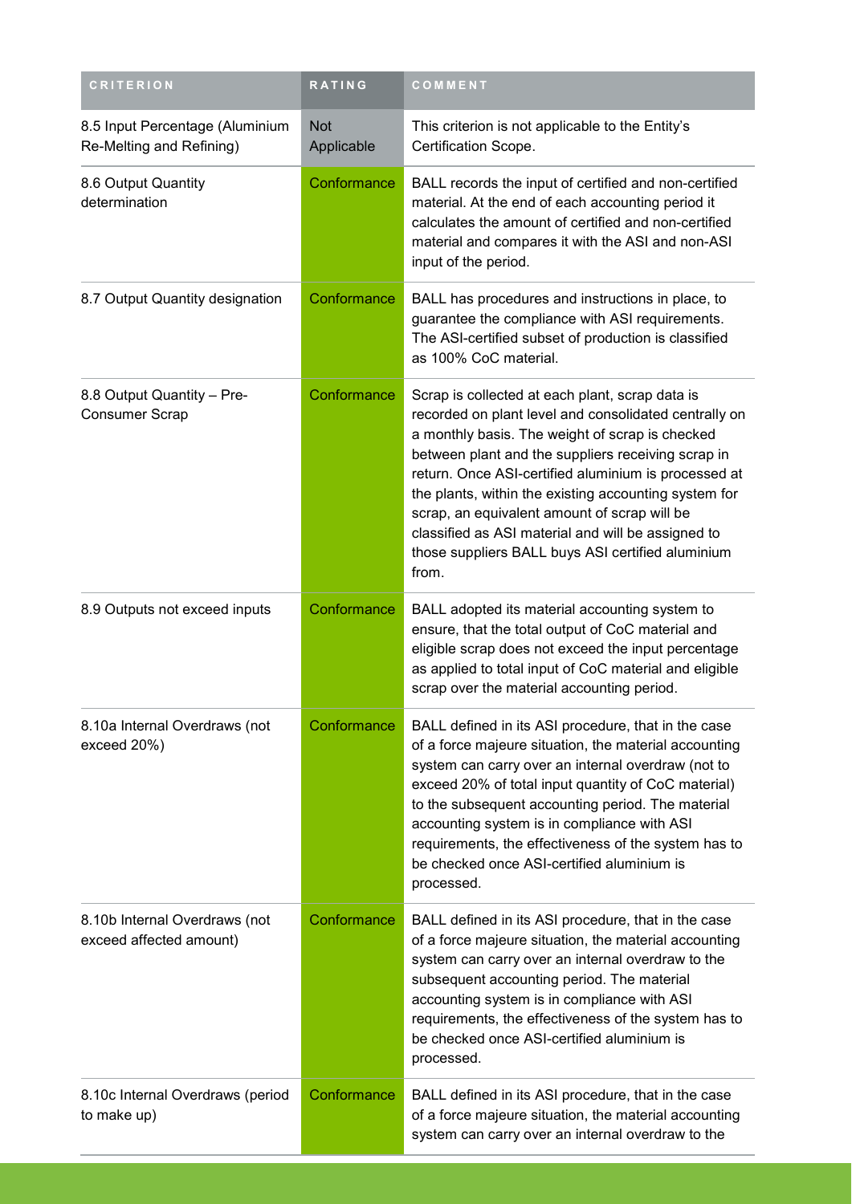| CRITERION | RATING | COMMENT |
|---|---|---|
| 8.5 Input Percentage (Aluminium Re-Melting and Refining) | Not Applicable | This criterion is not applicable to the Entity's Certification Scope. |
| 8.6 Output Quantity determination | Conformance | BALL records the input of certified and non-certified material. At the end of each accounting period it calculates the amount of certified and non-certified material and compares it with the ASI and non-ASI input of the period. |
| 8.7 Output Quantity designation | Conformance | BALL has procedures and instructions in place, to guarantee the compliance with ASI requirements. The ASI-certified subset of production is classified as 100% CoC material. |
| 8.8 Output Quantity – Pre-Consumer Scrap | Conformance | Scrap is collected at each plant, scrap data is recorded on plant level and consolidated centrally on a monthly basis. The weight of scrap is checked between plant and the suppliers receiving scrap in return. Once ASI-certified aluminium is processed at the plants, within the existing accounting system for scrap, an equivalent amount of scrap will be classified as ASI material and will be assigned to those suppliers BALL buys ASI certified aluminium from. |
| 8.9 Outputs not exceed inputs | Conformance | BALL adopted its material accounting system to ensure, that the total output of CoC material and eligible scrap does not exceed the input percentage as applied to total input of CoC material and eligible scrap over the material accounting period. |
| 8.10a Internal Overdraws (not exceed 20%) | Conformance | BALL defined in its ASI procedure, that in the case of a force majeure situation, the material accounting system can carry over an internal overdraw (not to exceed 20% of total input quantity of CoC material) to the subsequent accounting period. The material accounting system is in compliance with ASI requirements, the effectiveness of the system has to be checked once ASI-certified aluminium is processed. |
| 8.10b Internal Overdraws (not exceed affected amount) | Conformance | BALL defined in its ASI procedure, that in the case of a force majeure situation, the material accounting system can carry over an internal overdraw to the subsequent accounting period. The material accounting system is in compliance with ASI requirements, the effectiveness of the system has to be checked once ASI-certified aluminium is processed. |
| 8.10c Internal Overdraws (period to make up) | Conformance | BALL defined in its ASI procedure, that in the case of a force majeure situation, the material accounting system can carry over an internal overdraw to the |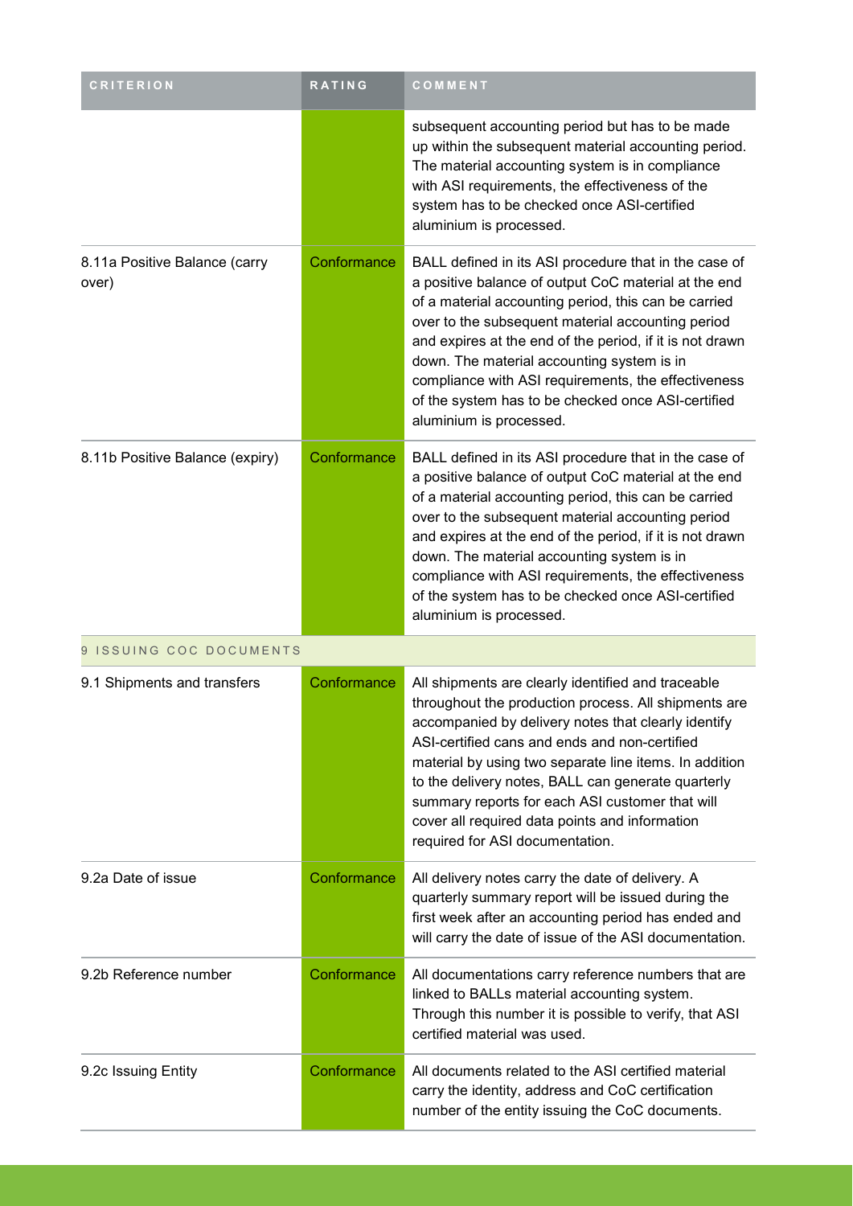| CRITERION | RATING | COMMENT |
| --- | --- | --- |
| | | subsequent accounting period but has to be made up within the subsequent material accounting period. The material accounting system is in compliance with ASI requirements, the effectiveness of the system has to be checked once ASI-certified aluminium is processed. |
| 8.11a Positive Balance (carry over) | Conformance | BALL defined in its ASI procedure that in the case of a positive balance of output CoC material at the end of a material accounting period, this can be carried over to the subsequent material accounting period and expires at the end of the period, if it is not drawn down. The material accounting system is in compliance with ASI requirements, the effectiveness of the system has to be checked once ASI-certified aluminium is processed. |
| 8.11b Positive Balance (expiry) | Conformance | BALL defined in its ASI procedure that in the case of a positive balance of output CoC material at the end of a material accounting period, this can be carried over to the subsequent material accounting period and expires at the end of the period, if it is not drawn down. The material accounting system is in compliance with ASI requirements, the effectiveness of the system has to be checked once ASI-certified aluminium is processed. |
| 9 ISSUING COC DOCUMENTS | | |
| 9.1 Shipments and transfers | Conformance | All shipments are clearly identified and traceable throughout the production process. All shipments are accompanied by delivery notes that clearly identify ASI-certified cans and ends and non-certified material by using two separate line items. In addition to the delivery notes, BALL can generate quarterly summary reports for each ASI customer that will cover all required data points and information required for ASI documentation. |
| 9.2a Date of issue | Conformance | All delivery notes carry the date of delivery. A quarterly summary report will be issued during the first week after an accounting period has ended and will carry the date of issue of the ASI documentation. |
| 9.2b Reference number | Conformance | All documentations carry reference numbers that are linked to BALLs material accounting system. Through this number it is possible to verify, that ASI certified material was used. |
| 9.2c Issuing Entity | Conformance | All documents related to the ASI certified material carry the identity, address and CoC certification number of the entity issuing the CoC documents. |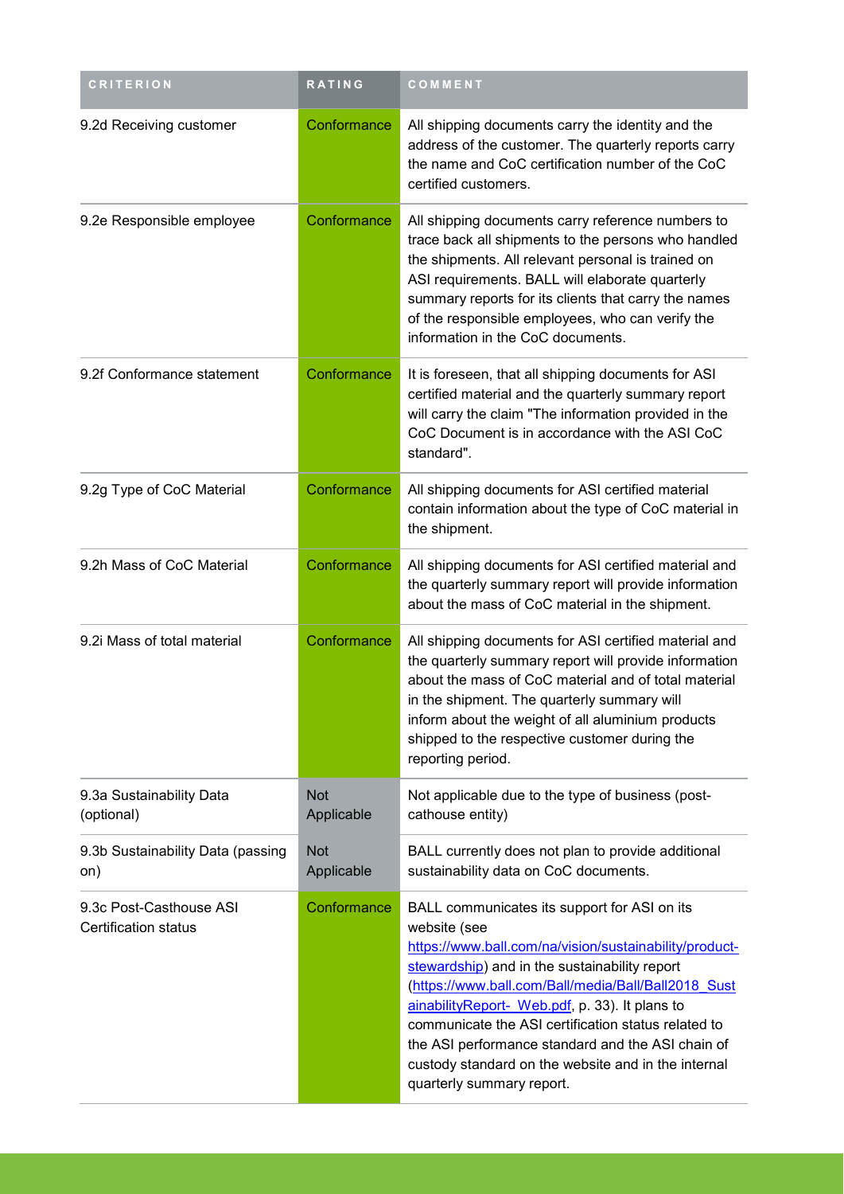| CRITERION | RATING | COMMENT |
|---|---|---|
| 9.2d Receiving customer | Conformance | All shipping documents carry the identity and the address of the customer. The quarterly reports carry the name and CoC certification number of the CoC certified customers. |
| 9.2e Responsible employee | Conformance | All shipping documents carry reference numbers to trace back all shipments to the persons who handled the shipments. All relevant personal is trained on ASI requirements. BALL will elaborate quarterly summary reports for its clients that carry the names of the responsible employees, who can verify the information in the CoC documents. |
| 9.2f Conformance statement | Conformance | It is foreseen, that all shipping documents for ASI certified material and the quarterly summary report will carry the claim "The information provided in the CoC Document is in accordance with the ASI CoC standard". |
| 9.2g Type of CoC Material | Conformance | All shipping documents for ASI certified material contain information about the type of CoC material in the shipment. |
| 9.2h Mass of CoC Material | Conformance | All shipping documents for ASI certified material and the quarterly summary report will provide information about the mass of CoC material in the shipment. |
| 9.2i Mass of total material | Conformance | All shipping documents for ASI certified material and the quarterly summary report will provide information about the mass of CoC material and of total material in the shipment. The quarterly summary will inform about the weight of all aluminium products shipped to the respective customer during the reporting period. |
| 9.3a Sustainability Data (optional) | Not Applicable | Not applicable due to the type of business (post-cathouse entity) |
| 9.3b Sustainability Data (passing on) | Not Applicable | BALL currently does not plan to provide additional sustainability data on CoC documents. |
| 9.3c Post-Casthouse ASI Certification status | Conformance | BALL communicates its support for ASI on its website (see [https://www.ball.com/na/vision/sustainability/product-stewardship](https://www.ball.com/na/vision/sustainability/product-stewardship)) and in the sustainability report ([https://www.ball.com/Ball/media/Ball/Ball2018_SustainabilityReport-_Web.pdf](https://www.ball.com/Ball/media/Ball/Ball2018_SustainabilityReport-_Web.pdf), p. 33). It plans to communicate the ASI certification status related to the ASI performance standard and the ASI chain of custody standard on the website and in the internal quarterly summary report. |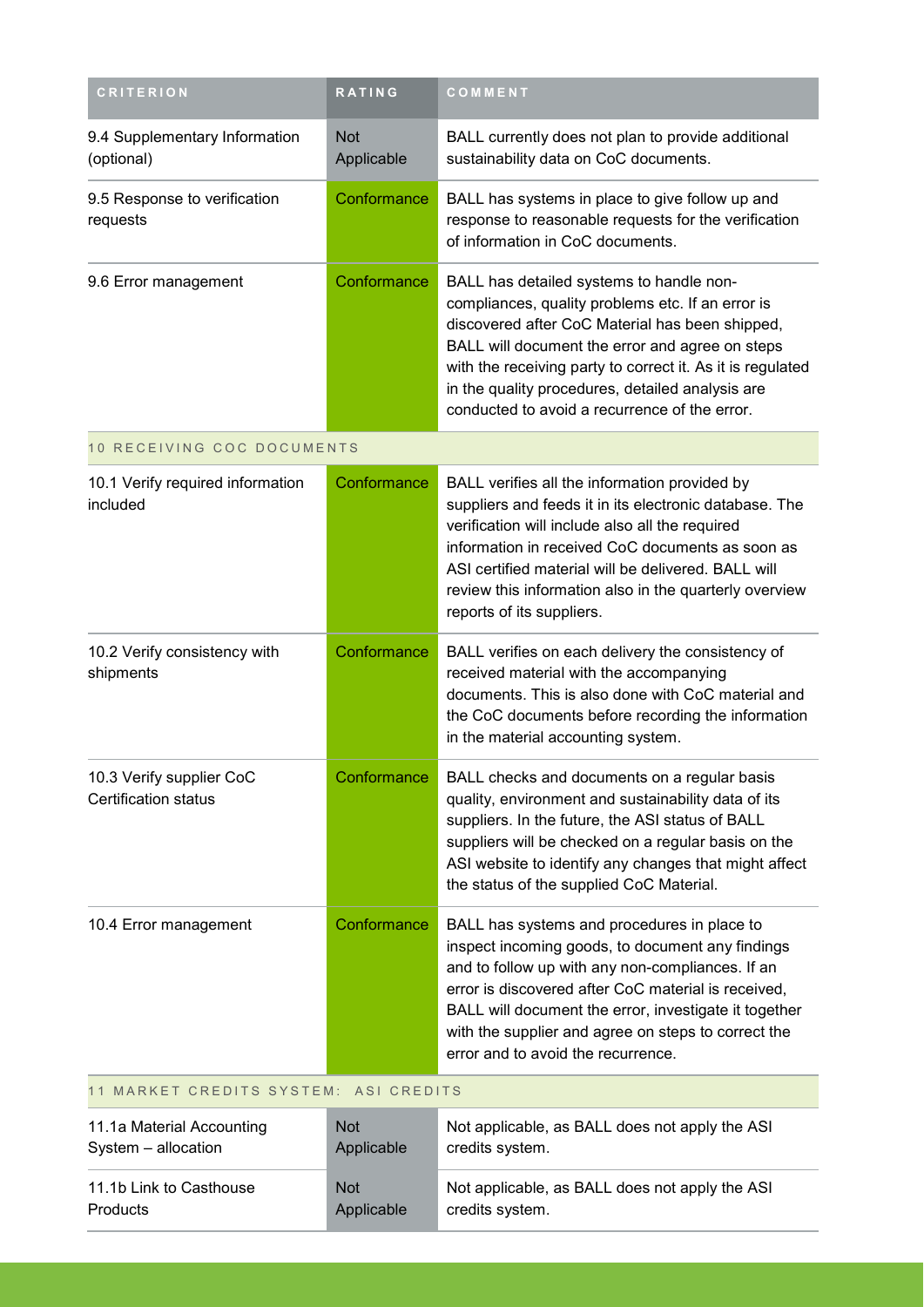| CRITERION | RATING | COMMENT |
|---|---|---|
| 9.4 Supplementary Information (optional) | Not Applicable | BALL currently does not plan to provide additional sustainability data on CoC documents. |
| 9.5 Response to verification requests | Conformance | BALL has systems in place to give follow up and response to reasonable requests for the verification of information in CoC documents. |
| 9.6 Error management | Conformance | BALL has detailed systems to handle non-compliances, quality problems etc. If an error is discovered after CoC Material has been shipped, BALL will document the error and agree on steps with the receiving party to correct it. As it is regulated in the quality procedures, detailed analysis are conducted to avoid a recurrence of the error. |
| **10 RECEIVING COC DOCUMENTS** | | |
| 10.1 Verify required information included | Conformance | BALL verifies all the information provided by suppliers and feeds it in its electronic database. The verification will include also all the required information in received CoC documents as soon as ASI certified material will be delivered. BALL will review this information also in the quarterly overview reports of its suppliers. |
| 10.2 Verify consistency with shipments | Conformance | BALL verifies on each delivery the consistency of received material with the accompanying documents. This is also done with CoC material and the CoC documents before recording the information in the material accounting system. |
| 10.3 Verify supplier CoC Certification status | Conformance | BALL checks and documents on a regular basis quality, environment and sustainability data of its suppliers. In the future, the ASI status of BALL suppliers will be checked on a regular basis on the ASI website to identify any changes that might affect the status of the supplied CoC Material. |
| 10.4 Error management | Conformance | BALL has systems and procedures in place to inspect incoming goods, to document any findings and to follow up with any non-compliances. If an error is discovered after CoC material is received, BALL will document the error, investigate it together with the supplier and agree on steps to correct the error and to avoid the recurrence. |
| **11 MARKET CREDITS SYSTEM: ASI CREDITS** | | |
| 11.1a Material Accounting System – allocation | Not Applicable | Not applicable, as BALL does not apply the ASI credits system. |
| 11.1b Link to Casthouse Products | Not Applicable | Not applicable, as BALL does not apply the ASI credits system. |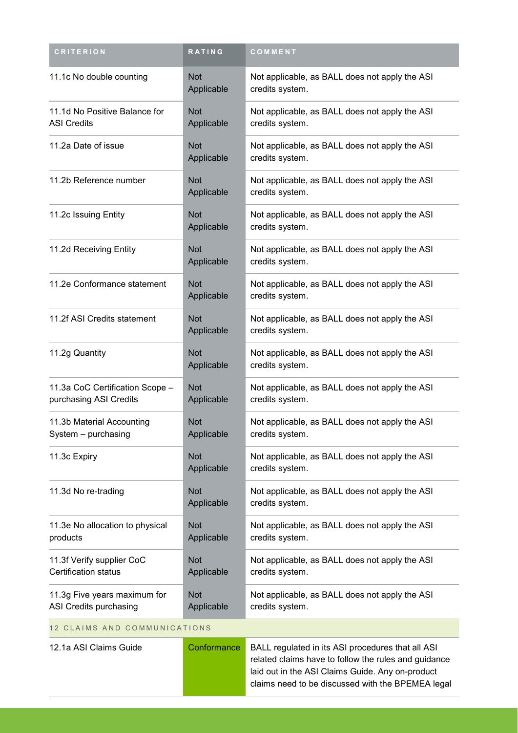| CRITERION | RATING | COMMENT |
| --- | --- | --- |
| 11.1c No double counting | Not Applicable | Not applicable, as BALL does not apply the ASI credits system. |
| 11.1d No Positive Balance for ASI Credits | Not Applicable | Not applicable, as BALL does not apply the ASI credits system. |
| 11.2a Date of issue | Not Applicable | Not applicable, as BALL does not apply the ASI credits system. |
| 11.2b Reference number | Not Applicable | Not applicable, as BALL does not apply the ASI credits system. |
| 11.2c Issuing Entity | Not Applicable | Not applicable, as BALL does not apply the ASI credits system. |
| 11.2d Receiving Entity | Not Applicable | Not applicable, as BALL does not apply the ASI credits system. |
| 11.2e Conformance statement | Not Applicable | Not applicable, as BALL does not apply the ASI credits system. |
| 11.2f ASI Credits statement | Not Applicable | Not applicable, as BALL does not apply the ASI credits system. |
| 11.2g Quantity | Not Applicable | Not applicable, as BALL does not apply the ASI credits system. |
| 11.3a CoC Certification Scope – purchasing ASI Credits | Not Applicable | Not applicable, as BALL does not apply the ASI credits system. |
| 11.3b Material Accounting System – purchasing | Not Applicable | Not applicable, as BALL does not apply the ASI credits system. |
| 11.3c Expiry | Not Applicable | Not applicable, as BALL does not apply the ASI credits system. |
| 11.3d No re-trading | Not Applicable | Not applicable, as BALL does not apply the ASI credits system. |
| 11.3e No allocation to physical products | Not Applicable | Not applicable, as BALL does not apply the ASI credits system. |
| 11.3f Verify supplier CoC Certification status | Not Applicable | Not applicable, as BALL does not apply the ASI credits system. |
| 11.3g Five years maximum for ASI Credits purchasing | Not Applicable | Not applicable, as BALL does not apply the ASI credits system. |
| 12 CLAIMS AND COMMUNICATIONS | | |
| 12.1a ASI Claims Guide | Conformance | BALL regulated in its ASI procedures that all ASI related claims have to follow the rules and guidance laid out in the ASI Claims Guide. Any on-product claims need to be discussed with the BPEMEA legal |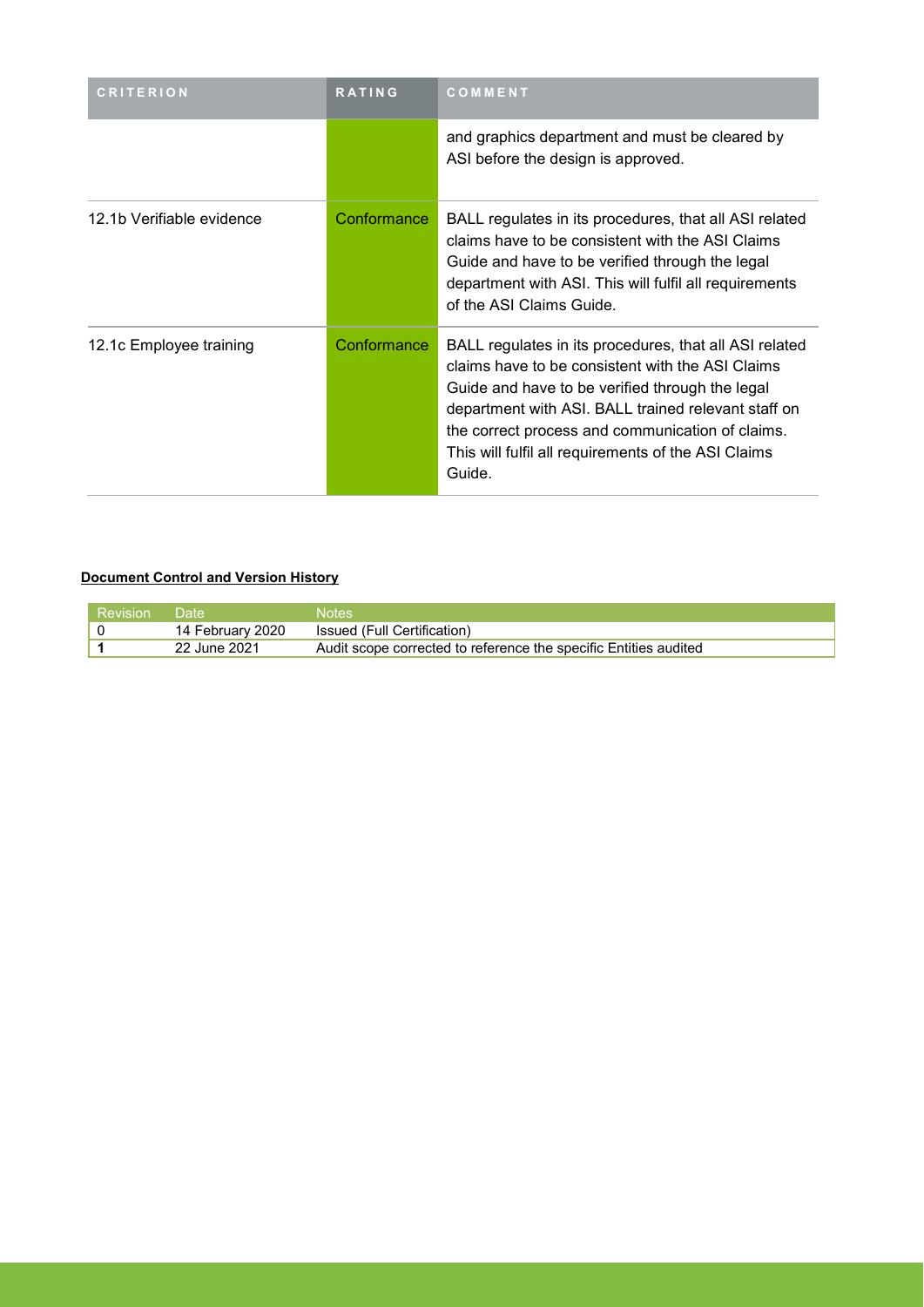| CRITERION | RATING | COMMENT |
| --- | --- | --- |
| | | and graphics department and must be cleared by ASI before the design is approved. |
| 12.1b Verifiable evidence | Conformance | BALL regulates in its procedures, that all ASI related claims have to be consistent with the ASI Claims Guide and have to be verified through the legal department with ASI. This will fulfil all requirements of the ASI Claims Guide. |
| 12.1c Employee training | Conformance | BALL regulates in its procedures, that all ASI related claims have to be consistent with the ASI Claims Guide and have to be verified through the legal department with ASI. BALL trained relevant staff on the correct process and communication of claims. This will fulfil all requirements of the ASI Claims Guide. |

**Document Control and Version History**

| Revision | Date | Notes |
| --- | --- | --- |
| 0 | 14 February 2020 | Issued (Full Certification) |
| **1** | 22 June 2021 | Audit scope corrected to reference the specific Entities audited |